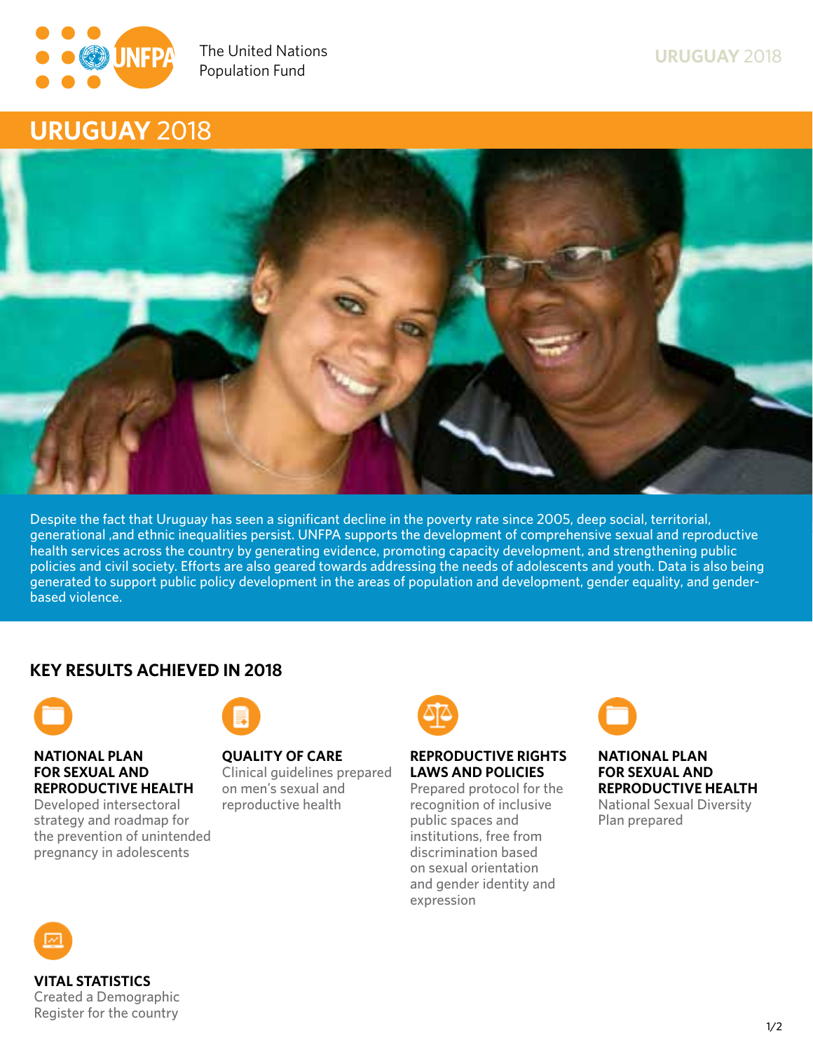The United Nations Population Fund

# URUGUAY 2018

Despite the fact that Uruguay has seen a significant decline in the poverty rate since 2005, deep social, territorial, generational ,and ethnic inequalities persist. UNFPA supports the development of comprehensive sexual and reproductive health services across the country by generating evidence, promoting capacity development, and strengthening public policies and civil society. Efforts are also geared towards addressing the needs of adolescents and youth. Data is also being generated to support public policy development in the areas of population and development, gender equality, and gender-based violence.

## KEY RESULTS ACHIEVED IN 2018

**NATIONAL PLAN FOR SEXUAL AND REPRODUCTIVE HEALTH**
Developed intersectoral strategy and roadmap for the prevention of unintended pregnancy in adolescents

**QUALITY OF CARE**
Clinical guidelines prepared on men's sexual and reproductive health

**REPRODUCTIVE RIGHTS LAWS AND POLICIES**
Prepared protocol for the recognition of inclusive public spaces and institutions, free from discrimination based on sexual orientation and gender identity and expression

**NATIONAL PLAN FOR SEXUAL AND REPRODUCTIVE HEALTH**
National Sexual Diversity Plan prepared

**VITAL STATISTICS**
Created a Demographic Register for the country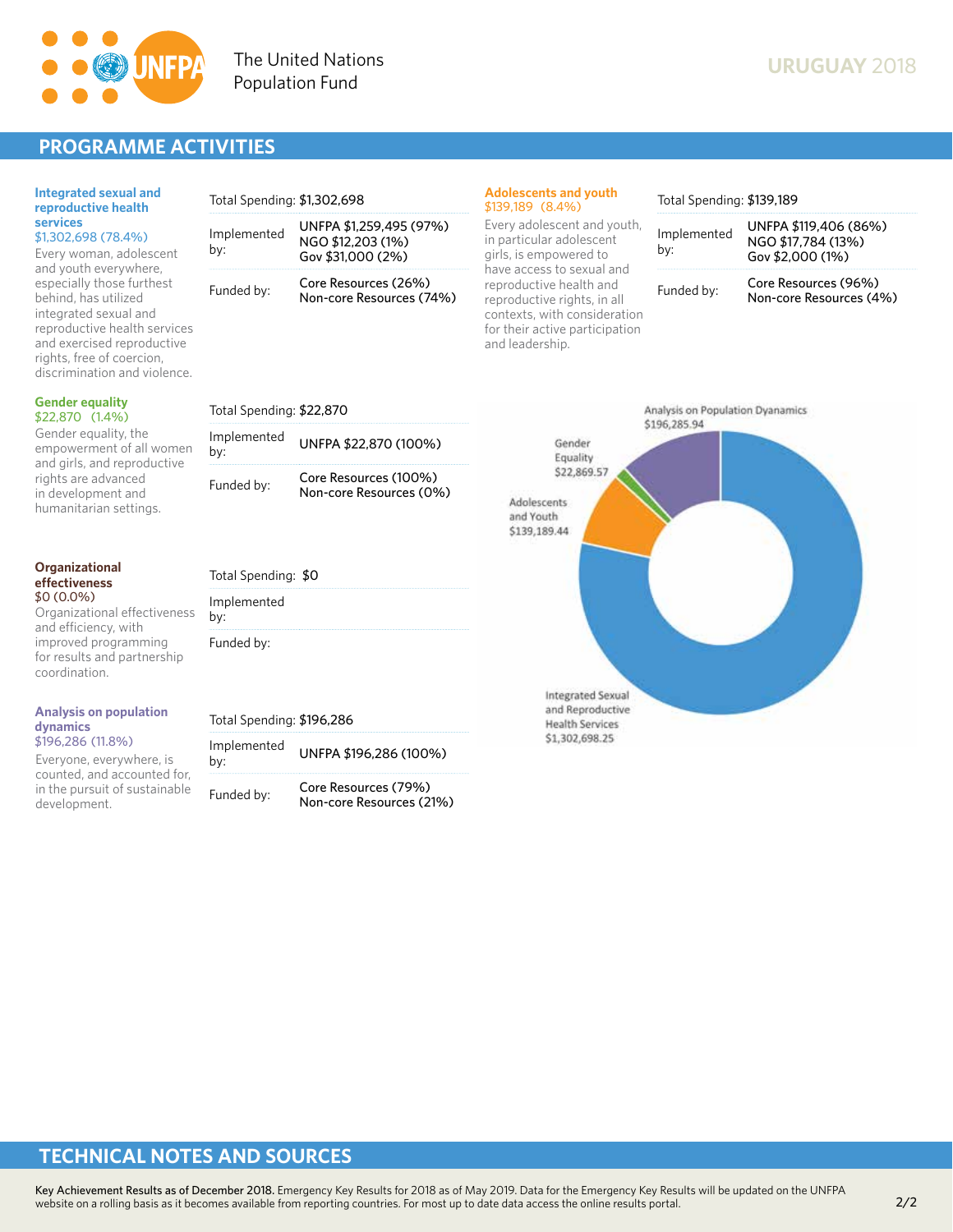## PROGRAMME ACTIVITIES

**Integrated sexual and reproductive health services**
$1,302,698 (78.4%)
Every woman, adolescent and youth everywhere, especially those furthest behind, has utilized integrated sexual and reproductive health services and exercised reproductive rights, free of coercion, discrimination and violence.

| | |
|---|---|
| Total Spending: | $1,302,698 |
| Implemented by: | UNFPA $1,259,495 (97%)<br>NGO $12,203 (1%)<br>Gov $31,000 (2%) |
| Funded by: | Core Resources (26%)<br>Non-core Resources (74%) |

**Adolescents and youth**
$139,189 (8.4%)
Every adolescent and youth, in particular adolescent girls, is empowered to have access to sexual and reproductive health and reproductive rights, in all contexts, with consideration for their active participation and leadership.

| | |
|---|---|
| Total Spending: | $139,189 |
| Implemented by: | UNFPA $119,406 (86%)<br>NGO $17,784 (13%)<br>Gov $2,000 (1%) |
| Funded by: | Core Resources (96%)<br>Non-core Resources (4%) |

**Gender equality**
$22,870 (1.4%)
Gender equality, the empowerment of all women and girls, and reproductive rights are advanced in development and humanitarian settings.

| | |
|---|---|
| Total Spending: | $22,870 |
| Implemented by: | UNFPA $22,870 (100%) |
| Funded by: | Core Resources (100%)<br>Non-core Resources (0%) |

**Organizational effectiveness**
$0 (0.0%)
Organizational effectiveness and efficiency, with improved programming for results and partnership coordination.

| | |
|---|---|
| Total Spending: | $0 |
| Implemented by: | |
| Funded by: | |

**Analysis on population dynamics**
$196,286 (11.8%)
Everyone, everywhere, is counted, and accounted for, in the pursuit of sustainable development.

| | |
|---|---|
| Total Spending: | $196,286 |
| Implemented by: | UNFPA $196,286 (100%) |
| Funded by: | Core Resources (79%)<br>Non-core Resources (21%) |

Analysis on Population Dyanamics
$196,285.94
Gender Equality
$22,869.57
Adolescents and Youth
$139,189.44
Integrated Sexual and Reproductive Health Services
$1,302,698.25

## TECHNICAL NOTES AND SOURCES

**Key Achievement Results as of December 2018.** Emergency Key Results for 2018 as of May 2019. Data for the Emergency Key Results will be updated on the UNFPA website on a rolling basis as it becomes available from reporting countries. For most up to date data access the online results portal.